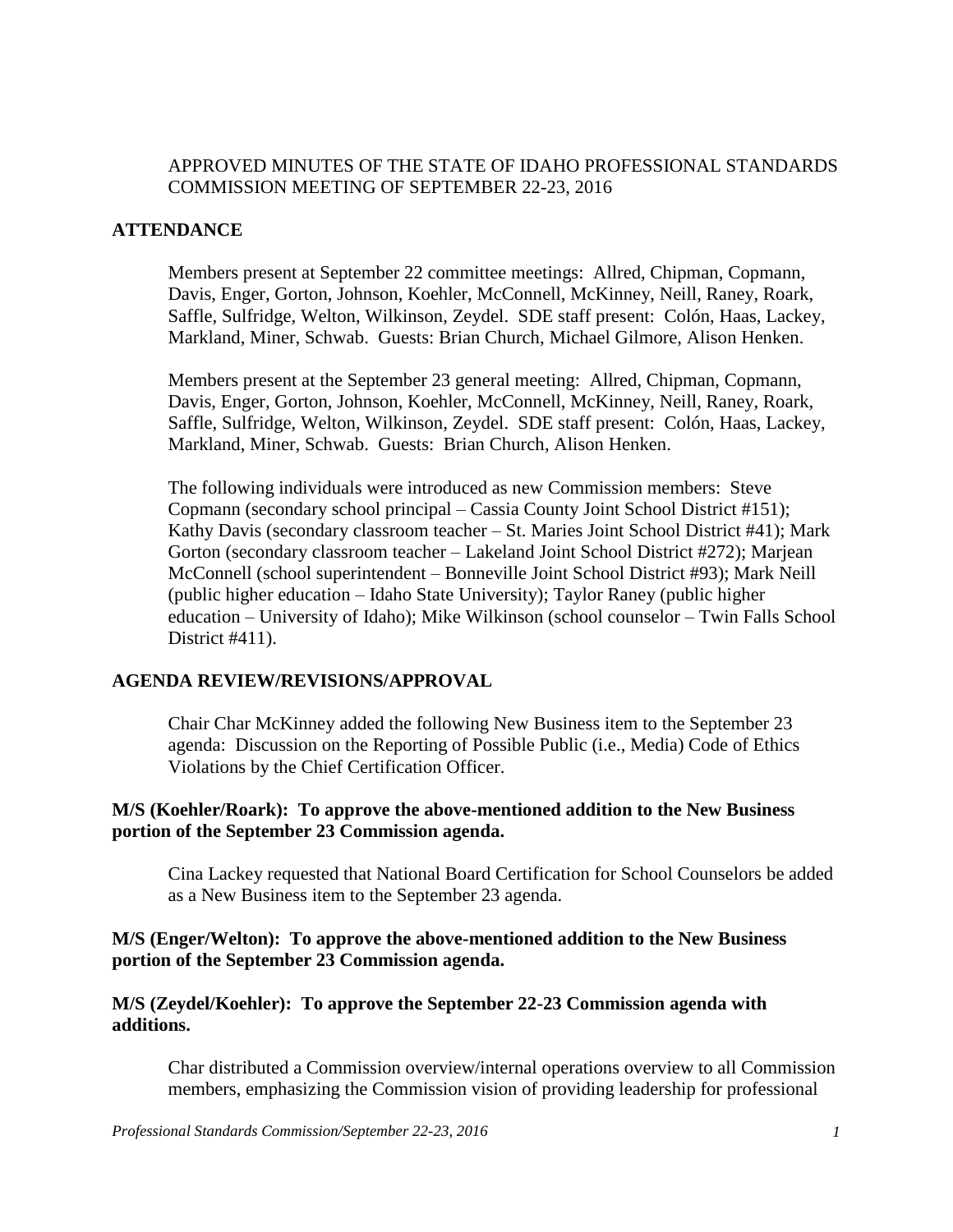APPROVED MINUTES OF THE STATE OF IDAHO PROFESSIONAL STANDARDS COMMISSION MEETING OF SEPTEMBER 22-23, 2016

## ATTENDANCE

Members present at September 22 committee meetings: Allred, Chipman, Copmann, Davis, Enger, Gorton, Johnson, Koehler, McConnell, McKinney, Neill, Raney, Roark, Saffle, Sulfridge, Welton, Wilkinson, Zeydel. SDE staff present: Colón, Haas, Lackey, Markland, Miner, Schwab. Guests: Brian Church, Michael Gilmore, Alison Henken.

Members present at the September 23 general meeting: Allred, Chipman, Copmann, Davis, Enger, Gorton, Johnson, Koehler, McConnell, McKinney, Neill, Raney, Roark, Saffle, Sulfridge, Welton, Wilkinson, Zeydel. SDE staff present: Colón, Haas, Lackey, Markland, Miner, Schwab. Guests: Brian Church, Alison Henken.

The following individuals were introduced as new Commission members: Steve Copmann (secondary school principal – Cassia County Joint School District #151); Kathy Davis (secondary classroom teacher – St. Maries Joint School District #41); Mark Gorton (secondary classroom teacher – Lakeland Joint School District #272); Marjean McConnell (school superintendent – Bonneville Joint School District #93); Mark Neill (public higher education – Idaho State University); Taylor Raney (public higher education – University of Idaho); Mike Wilkinson (school counselor – Twin Falls School District #411).

## AGENDA REVIEW/REVISIONS/APPROVAL

Chair Char McKinney added the following New Business item to the September 23 agenda: Discussion on the Reporting of Possible Public (i.e., Media) Code of Ethics Violations by the Chief Certification Officer.

**M/S (Koehler/Roark): To approve the above-mentioned addition to the New Business portion of the September 23 Commission agenda.**

Cina Lackey requested that National Board Certification for School Counselors be added as a New Business item to the September 23 agenda.

**M/S (Enger/Welton): To approve the above-mentioned addition to the New Business portion of the September 23 Commission agenda.**

**M/S (Zeydel/Koehler): To approve the September 22-23 Commission agenda with additions.**

Char distributed a Commission overview/internal operations overview to all Commission members, emphasizing the Commission vision of providing leadership for professional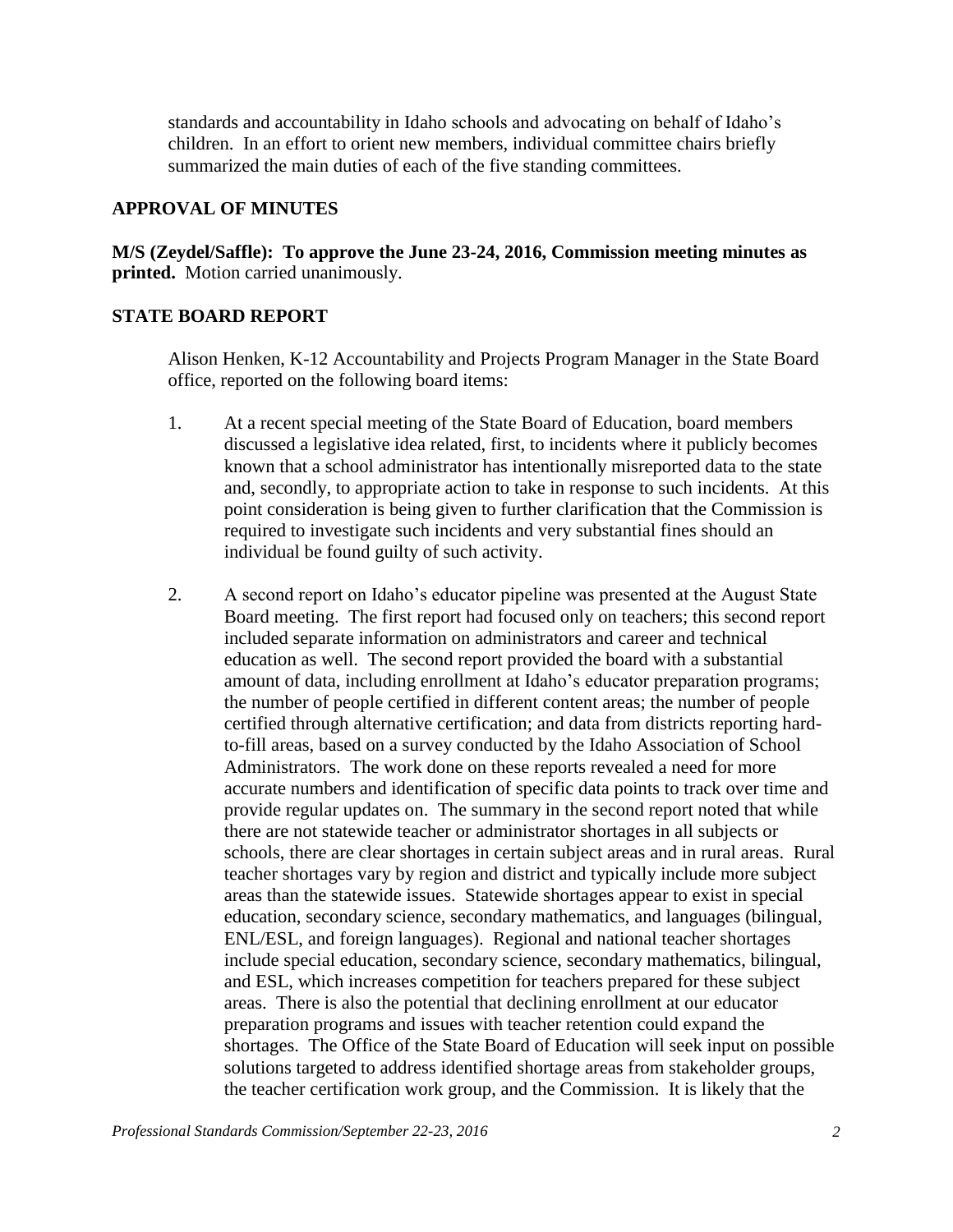standards and accountability in Idaho schools and advocating on behalf of Idaho's children. In an effort to orient new members, individual committee chairs briefly summarized the main duties of each of the five standing committees.

## APPROVAL OF MINUTES

**M/S (Zeydel/Saffle): To approve the June 23-24, 2016, Commission meeting minutes as printed.** Motion carried unanimously.

## STATE BOARD REPORT

Alison Henken, K-12 Accountability and Projects Program Manager in the State Board office, reported on the following board items:

1. At a recent special meeting of the State Board of Education, board members discussed a legislative idea related, first, to incidents where it publicly becomes known that a school administrator has intentionally misreported data to the state and, secondly, to appropriate action to take in response to such incidents. At this point consideration is being given to further clarification that the Commission is required to investigate such incidents and very substantial fines should an individual be found guilty of such activity.

2. A second report on Idaho's educator pipeline was presented at the August State Board meeting. The first report had focused only on teachers; this second report included separate information on administrators and career and technical education as well. The second report provided the board with a substantial amount of data, including enrollment at Idaho's educator preparation programs; the number of people certified in different content areas; the number of people certified through alternative certification; and data from districts reporting hard-to-fill areas, based on a survey conducted by the Idaho Association of School Administrators. The work done on these reports revealed a need for more accurate numbers and identification of specific data points to track over time and provide regular updates on. The summary in the second report noted that while there are not statewide teacher or administrator shortages in all subjects or schools, there are clear shortages in certain subject areas and in rural areas. Rural teacher shortages vary by region and district and typically include more subject areas than the statewide issues. Statewide shortages appear to exist in special education, secondary science, secondary mathematics, and languages (bilingual, ENL/ESL, and foreign languages). Regional and national teacher shortages include special education, secondary science, secondary mathematics, bilingual, and ESL, which increases competition for teachers prepared for these subject areas. There is also the potential that declining enrollment at our educator preparation programs and issues with teacher retention could expand the shortages. The Office of the State Board of Education will seek input on possible solutions targeted to address identified shortage areas from stakeholder groups, the teacher certification work group, and the Commission. It is likely that the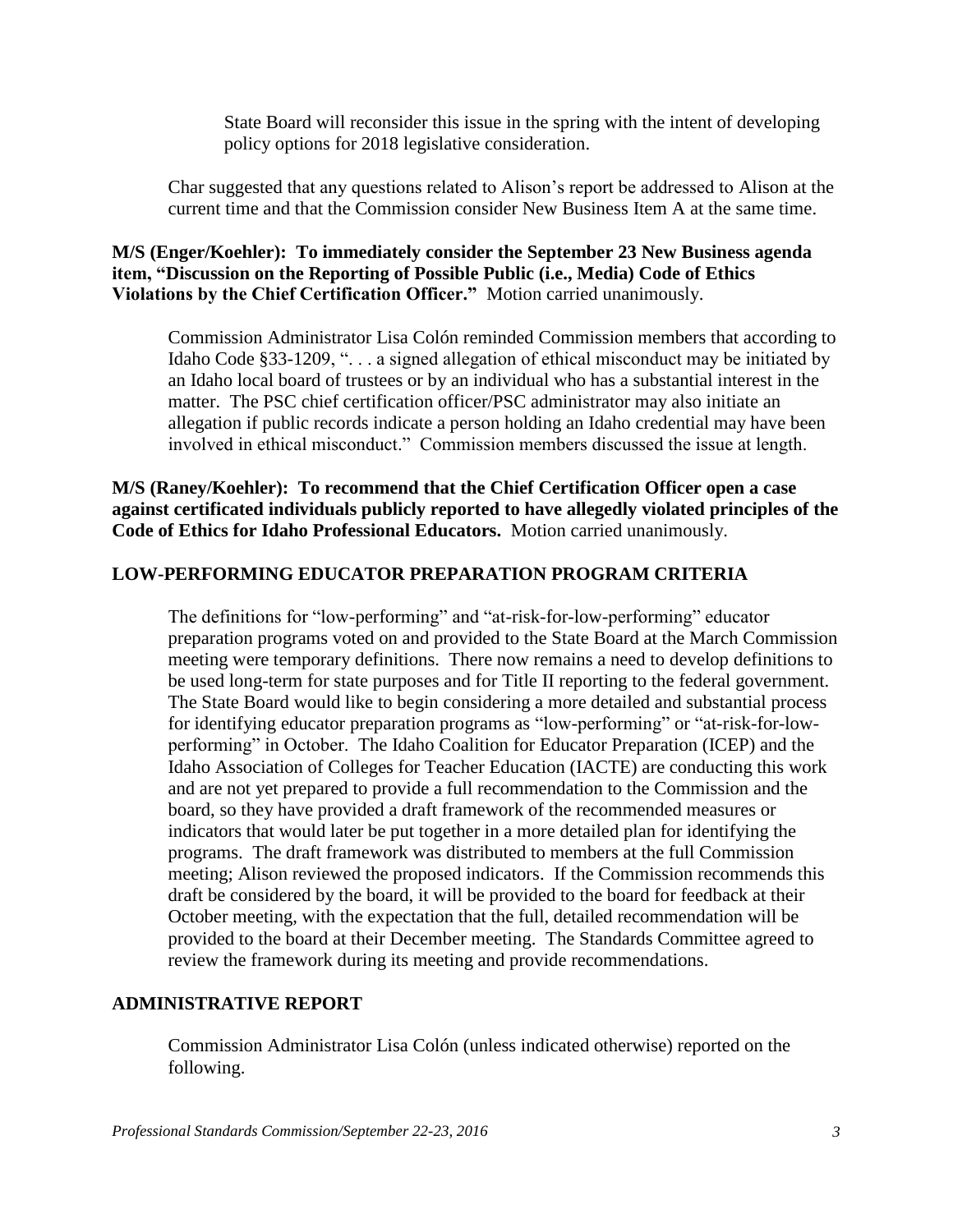State Board will reconsider this issue in the spring with the intent of developing policy options for 2018 legislative consideration.

Char suggested that any questions related to Alison's report be addressed to Alison at the current time and that the Commission consider New Business Item A at the same time.

**M/S (Enger/Koehler): To immediately consider the September 23 New Business agenda item, "Discussion on the Reporting of Possible Public (i.e., Media) Code of Ethics Violations by the Chief Certification Officer."** Motion carried unanimously.

Commission Administrator Lisa Colón reminded Commission members that according to Idaho Code §33-1209, ". . . a signed allegation of ethical misconduct may be initiated by an Idaho local board of trustees or by an individual who has a substantial interest in the matter. The PSC chief certification officer/PSC administrator may also initiate an allegation if public records indicate a person holding an Idaho credential may have been involved in ethical misconduct." Commission members discussed the issue at length.

**M/S (Raney/Koehler): To recommend that the Chief Certification Officer open a case against certificated individuals publicly reported to have allegedly violated principles of the Code of Ethics for Idaho Professional Educators.** Motion carried unanimously.

## LOW-PERFORMING EDUCATOR PREPARATION PROGRAM CRITERIA

The definitions for "low-performing" and "at-risk-for-low-performing" educator preparation programs voted on and provided to the State Board at the March Commission meeting were temporary definitions. There now remains a need to develop definitions to be used long-term for state purposes and for Title II reporting to the federal government. The State Board would like to begin considering a more detailed and substantial process for identifying educator preparation programs as "low-performing" or "at-risk-for-low-performing" in October. The Idaho Coalition for Educator Preparation (ICEP) and the Idaho Association of Colleges for Teacher Education (IACTE) are conducting this work and are not yet prepared to provide a full recommendation to the Commission and the board, so they have provided a draft framework of the recommended measures or indicators that would later be put together in a more detailed plan for identifying the programs. The draft framework was distributed to members at the full Commission meeting; Alison reviewed the proposed indicators. If the Commission recommends this draft be considered by the board, it will be provided to the board for feedback at their October meeting, with the expectation that the full, detailed recommendation will be provided to the board at their December meeting. The Standards Committee agreed to review the framework during its meeting and provide recommendations.

## ADMINISTRATIVE REPORT

Commission Administrator Lisa Colón (unless indicated otherwise) reported on the following.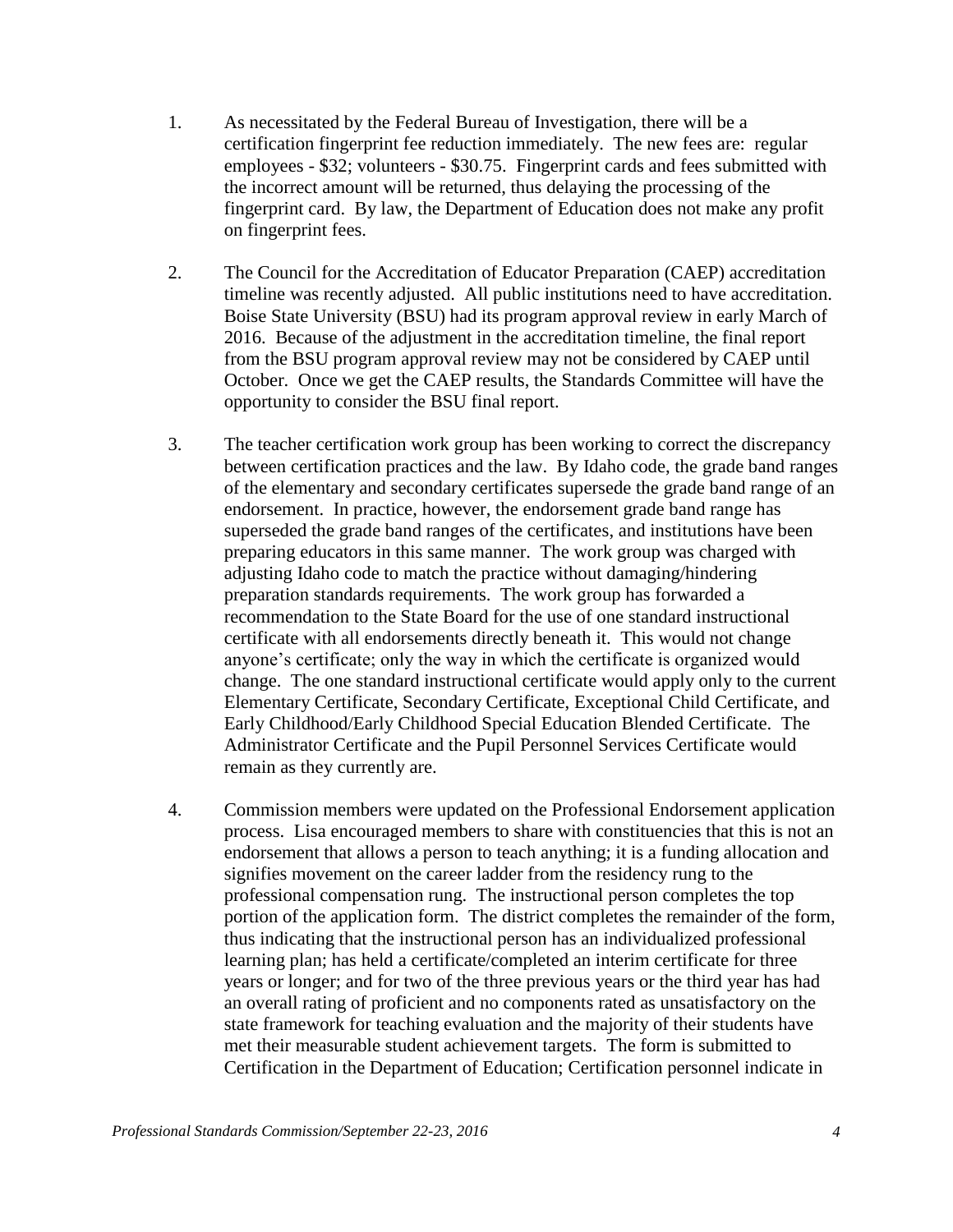1. As necessitated by the Federal Bureau of Investigation, there will be a certification fingerprint fee reduction immediately. The new fees are: regular employees - $32; volunteers - $30.75. Fingerprint cards and fees submitted with the incorrect amount will be returned, thus delaying the processing of the fingerprint card. By law, the Department of Education does not make any profit on fingerprint fees.

2. The Council for the Accreditation of Educator Preparation (CAEP) accreditation timeline was recently adjusted. All public institutions need to have accreditation. Boise State University (BSU) had its program approval review in early March of 2016. Because of the adjustment in the accreditation timeline, the final report from the BSU program approval review may not be considered by CAEP until October. Once we get the CAEP results, the Standards Committee will have the opportunity to consider the BSU final report.

3. The teacher certification work group has been working to correct the discrepancy between certification practices and the law. By Idaho code, the grade band ranges of the elementary and secondary certificates supersede the grade band range of an endorsement. In practice, however, the endorsement grade band range has superseded the grade band ranges of the certificates, and institutions have been preparing educators in this same manner. The work group was charged with adjusting Idaho code to match the practice without damaging/hindering preparation standards requirements. The work group has forwarded a recommendation to the State Board for the use of one standard instructional certificate with all endorsements directly beneath it. This would not change anyone's certificate; only the way in which the certificate is organized would change. The one standard instructional certificate would apply only to the current Elementary Certificate, Secondary Certificate, Exceptional Child Certificate, and Early Childhood/Early Childhood Special Education Blended Certificate. The Administrator Certificate and the Pupil Personnel Services Certificate would remain as they currently are.

4. Commission members were updated on the Professional Endorsement application process. Lisa encouraged members to share with constituencies that this is not an endorsement that allows a person to teach anything; it is a funding allocation and signifies movement on the career ladder from the residency rung to the professional compensation rung. The instructional person completes the top portion of the application form. The district completes the remainder of the form, thus indicating that the instructional person has an individualized professional learning plan; has held a certificate/completed an interim certificate for three years or longer; and for two of the three previous years or the third year has had an overall rating of proficient and no components rated as unsatisfactory on the state framework for teaching evaluation and the majority of their students have met their measurable student achievement targets. The form is submitted to Certification in the Department of Education; Certification personnel indicate in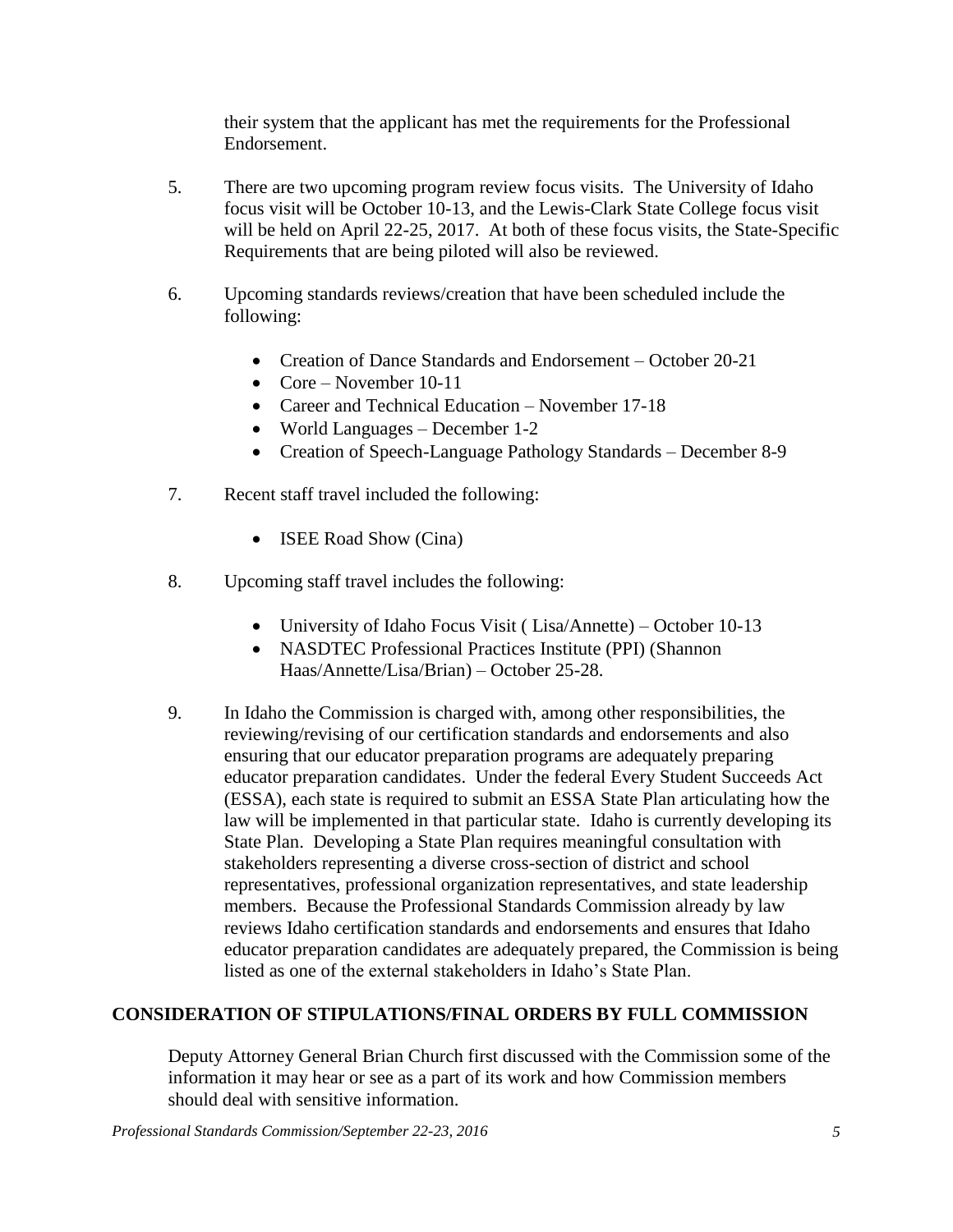their system that the applicant has met the requirements for the Professional Endorsement.

5. There are two upcoming program review focus visits. The University of Idaho focus visit will be October 10-13, and the Lewis-Clark State College focus visit will be held on April 22-25, 2017. At both of these focus visits, the State-Specific Requirements that are being piloted will also be reviewed.

6. Upcoming standards reviews/creation that have been scheduled include the following:

   - Creation of Dance Standards and Endorsement – October 20-21
   - Core – November 10-11
   - Career and Technical Education – November 17-18
   - World Languages – December 1-2
   - Creation of Speech-Language Pathology Standards – December 8-9

7. Recent staff travel included the following:

   - ISEE Road Show (Cina)

8. Upcoming staff travel includes the following:

   - University of Idaho Focus Visit ( Lisa/Annette) – October 10-13
   - NASDTEC Professional Practices Institute (PPI) (Shannon Haas/Annette/Lisa/Brian) – October 25-28.

9. In Idaho the Commission is charged with, among other responsibilities, the reviewing/revising of our certification standards and endorsements and also ensuring that our educator preparation programs are adequately preparing educator preparation candidates. Under the federal Every Student Succeeds Act (ESSA), each state is required to submit an ESSA State Plan articulating how the law will be implemented in that particular state. Idaho is currently developing its State Plan. Developing a State Plan requires meaningful consultation with stakeholders representing a diverse cross-section of district and school representatives, professional organization representatives, and state leadership members. Because the Professional Standards Commission already by law reviews Idaho certification standards and endorsements and ensures that Idaho educator preparation candidates are adequately prepared, the Commission is being listed as one of the external stakeholders in Idaho's State Plan.

## CONSIDERATION OF STIPULATIONS/FINAL ORDERS BY FULL COMMISSION

Deputy Attorney General Brian Church first discussed with the Commission some of the information it may hear or see as a part of its work and how Commission members should deal with sensitive information.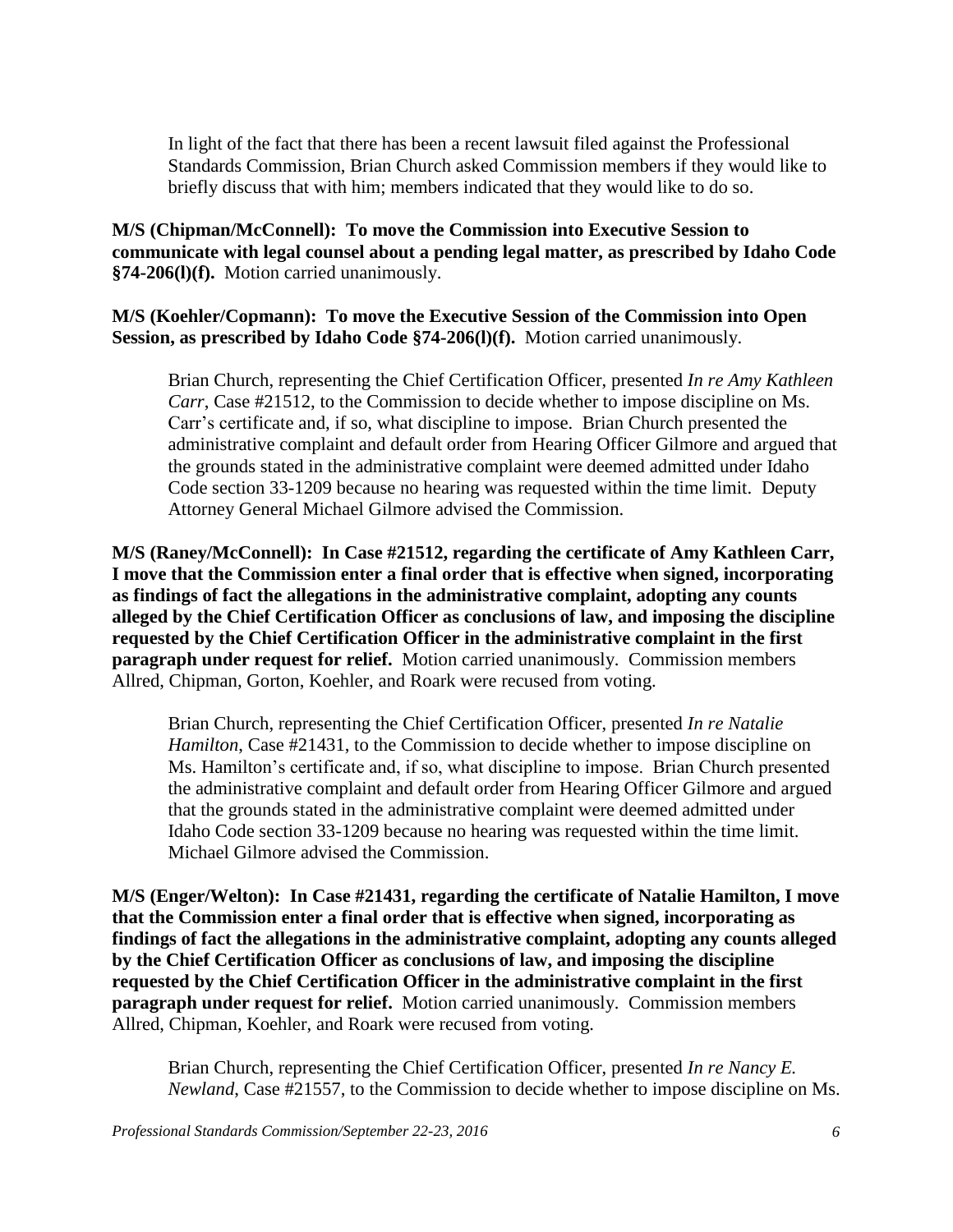In light of the fact that there has been a recent lawsuit filed against the Professional Standards Commission, Brian Church asked Commission members if they would like to briefly discuss that with him; members indicated that they would like to do so.

**M/S (Chipman/McConnell): To move the Commission into Executive Session to communicate with legal counsel about a pending legal matter, as prescribed by Idaho Code §74-206(l)(f).** Motion carried unanimously.

**M/S (Koehler/Copmann): To move the Executive Session of the Commission into Open Session, as prescribed by Idaho Code §74-206(l)(f).** Motion carried unanimously.

Brian Church, representing the Chief Certification Officer, presented *In re Amy Kathleen Carr*, Case #21512, to the Commission to decide whether to impose discipline on Ms. Carr's certificate and, if so, what discipline to impose. Brian Church presented the administrative complaint and default order from Hearing Officer Gilmore and argued that the grounds stated in the administrative complaint were deemed admitted under Idaho Code section 33-1209 because no hearing was requested within the time limit. Deputy Attorney General Michael Gilmore advised the Commission.

**M/S (Raney/McConnell): In Case #21512, regarding the certificate of Amy Kathleen Carr, I move that the Commission enter a final order that is effective when signed, incorporating as findings of fact the allegations in the administrative complaint, adopting any counts alleged by the Chief Certification Officer as conclusions of law, and imposing the discipline requested by the Chief Certification Officer in the administrative complaint in the first paragraph under request for relief.** Motion carried unanimously. Commission members Allred, Chipman, Gorton, Koehler, and Roark were recused from voting.

Brian Church, representing the Chief Certification Officer, presented *In re Natalie Hamilton*, Case #21431, to the Commission to decide whether to impose discipline on Ms. Hamilton's certificate and, if so, what discipline to impose. Brian Church presented the administrative complaint and default order from Hearing Officer Gilmore and argued that the grounds stated in the administrative complaint were deemed admitted under Idaho Code section 33-1209 because no hearing was requested within the time limit. Michael Gilmore advised the Commission.

**M/S (Enger/Welton): In Case #21431, regarding the certificate of Natalie Hamilton, I move that the Commission enter a final order that is effective when signed, incorporating as findings of fact the allegations in the administrative complaint, adopting any counts alleged by the Chief Certification Officer as conclusions of law, and imposing the discipline requested by the Chief Certification Officer in the administrative complaint in the first paragraph under request for relief.** Motion carried unanimously. Commission members Allred, Chipman, Koehler, and Roark were recused from voting.

Brian Church, representing the Chief Certification Officer, presented *In re Nancy E. Newland*, Case #21557, to the Commission to decide whether to impose discipline on Ms.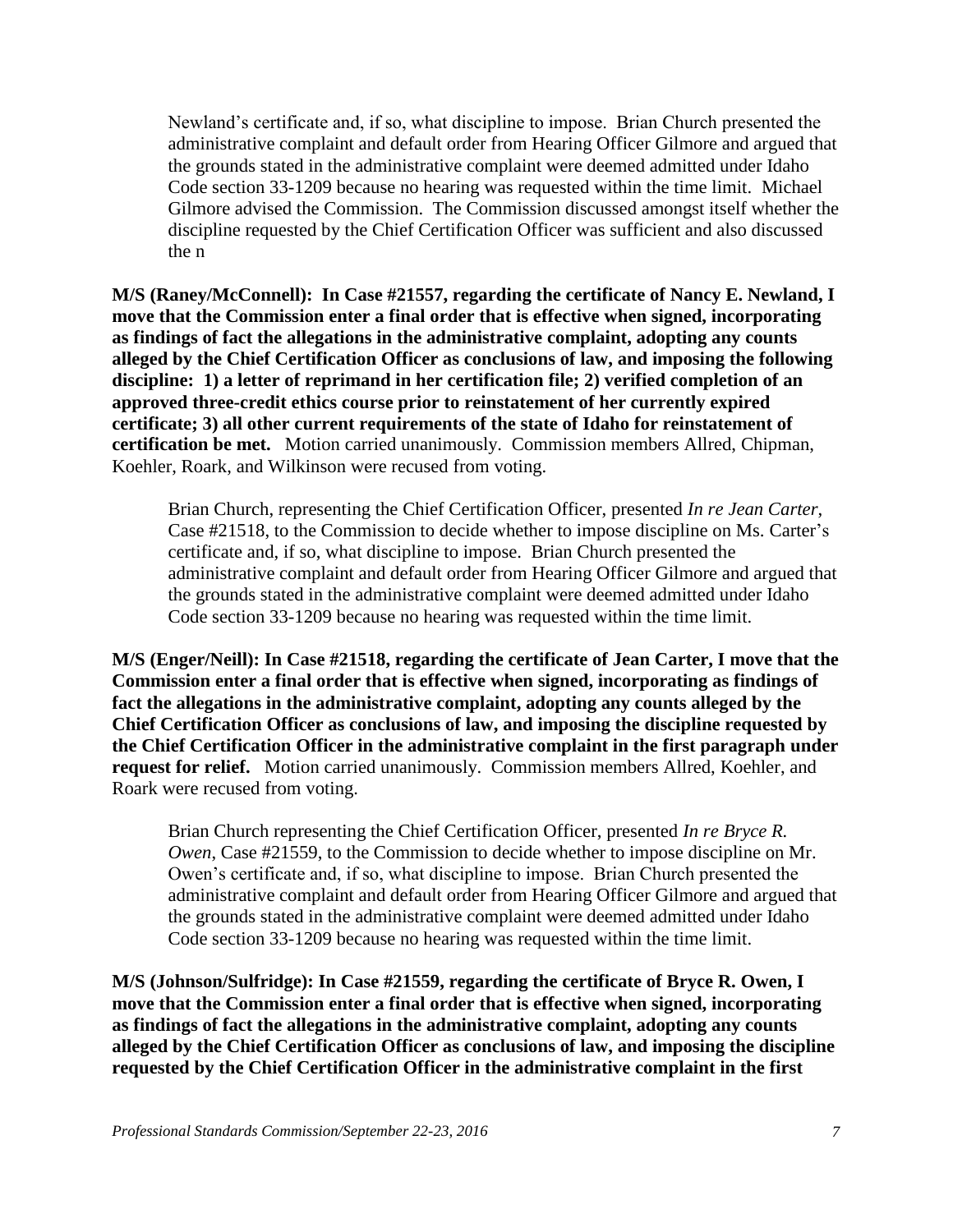Newland's certificate and, if so, what discipline to impose. Brian Church presented the administrative complaint and default order from Hearing Officer Gilmore and argued that the grounds stated in the administrative complaint were deemed admitted under Idaho Code section 33-1209 because no hearing was requested within the time limit. Michael Gilmore advised the Commission. The Commission discussed amongst itself whether the discipline requested by the Chief Certification Officer was sufficient and also discussed the n

**M/S (Raney/McConnell): In Case #21557, regarding the certificate of Nancy E. Newland, I move that the Commission enter a final order that is effective when signed, incorporating as findings of fact the allegations in the administrative complaint, adopting any counts alleged by the Chief Certification Officer as conclusions of law, and imposing the following discipline: 1) a letter of reprimand in her certification file; 2) verified completion of an approved three-credit ethics course prior to reinstatement of her currently expired certificate; 3) all other current requirements of the state of Idaho for reinstatement of certification be met.** Motion carried unanimously. Commission members Allred, Chipman, Koehler, Roark, and Wilkinson were recused from voting.

Brian Church, representing the Chief Certification Officer, presented *In re Jean Carter*, Case #21518, to the Commission to decide whether to impose discipline on Ms. Carter's certificate and, if so, what discipline to impose. Brian Church presented the administrative complaint and default order from Hearing Officer Gilmore and argued that the grounds stated in the administrative complaint were deemed admitted under Idaho Code section 33-1209 because no hearing was requested within the time limit.

**M/S (Enger/Neill): In Case #21518, regarding the certificate of Jean Carter, I move that the Commission enter a final order that is effective when signed, incorporating as findings of fact the allegations in the administrative complaint, adopting any counts alleged by the Chief Certification Officer as conclusions of law, and imposing the discipline requested by the Chief Certification Officer in the administrative complaint in the first paragraph under request for relief.** Motion carried unanimously. Commission members Allred, Koehler, and Roark were recused from voting.

Brian Church representing the Chief Certification Officer, presented *In re Bryce R. Owen*, Case #21559, to the Commission to decide whether to impose discipline on Mr. Owen's certificate and, if so, what discipline to impose. Brian Church presented the administrative complaint and default order from Hearing Officer Gilmore and argued that the grounds stated in the administrative complaint were deemed admitted under Idaho Code section 33-1209 because no hearing was requested within the time limit.

**M/S (Johnson/Sulfridge): In Case #21559, regarding the certificate of Bryce R. Owen, I move that the Commission enter a final order that is effective when signed, incorporating as findings of fact the allegations in the administrative complaint, adopting any counts alleged by the Chief Certification Officer as conclusions of law, and imposing the discipline requested by the Chief Certification Officer in the administrative complaint in the first**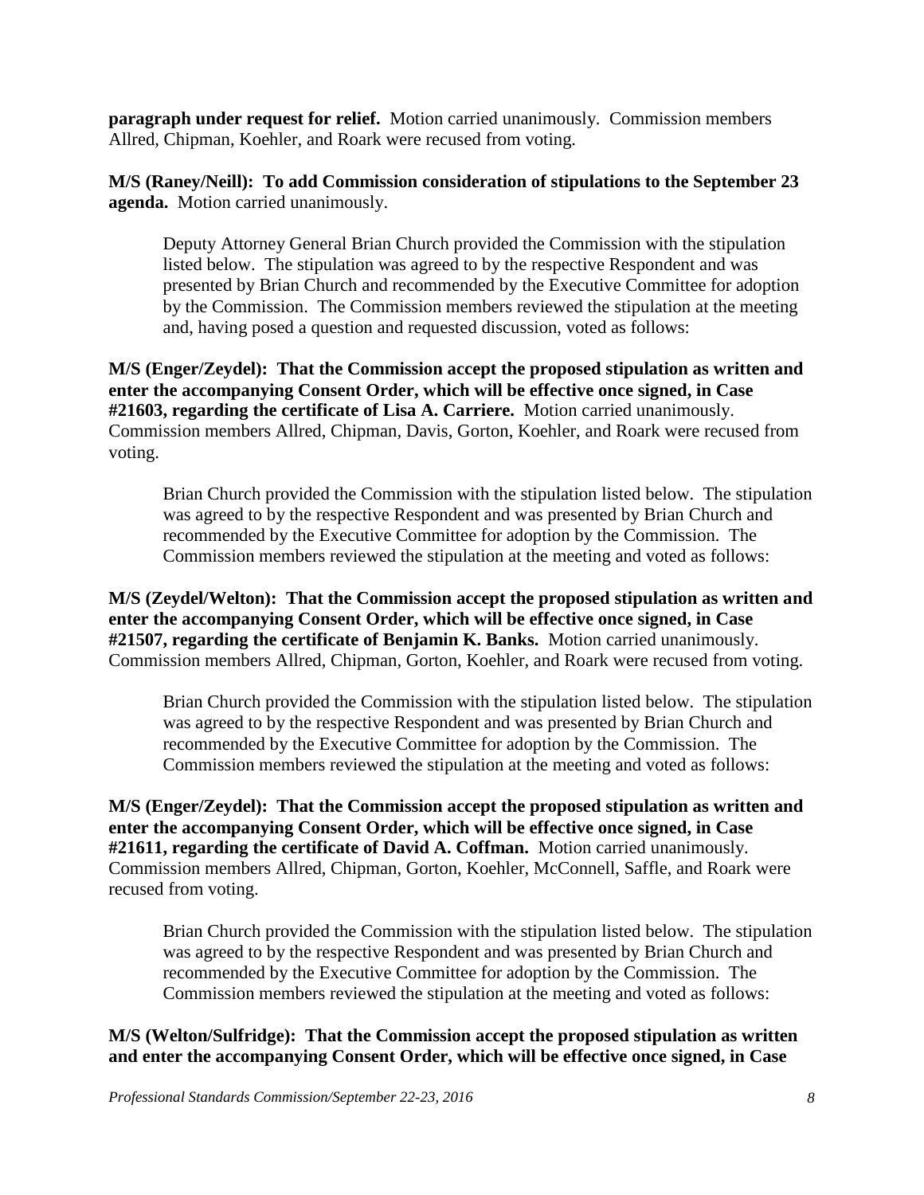**paragraph under request for relief.** Motion carried unanimously. Commission members Allred, Chipman, Koehler, and Roark were recused from voting.

**M/S (Raney/Neill): To add Commission consideration of stipulations to the September 23 agenda.** Motion carried unanimously.

> Deputy Attorney General Brian Church provided the Commission with the stipulation listed below. The stipulation was agreed to by the respective Respondent and was presented by Brian Church and recommended by the Executive Committee for adoption by the Commission. The Commission members reviewed the stipulation at the meeting and, having posed a question and requested discussion, voted as follows:

**M/S (Enger/Zeydel): That the Commission accept the proposed stipulation as written and enter the accompanying Consent Order, which will be effective once signed, in Case #21603, regarding the certificate of Lisa A. Carriere.** Motion carried unanimously. Commission members Allred, Chipman, Davis, Gorton, Koehler, and Roark were recused from voting.

> Brian Church provided the Commission with the stipulation listed below. The stipulation was agreed to by the respective Respondent and was presented by Brian Church and recommended by the Executive Committee for adoption by the Commission. The Commission members reviewed the stipulation at the meeting and voted as follows:

**M/S (Zeydel/Welton): That the Commission accept the proposed stipulation as written and enter the accompanying Consent Order, which will be effective once signed, in Case #21507, regarding the certificate of Benjamin K. Banks.** Motion carried unanimously. Commission members Allred, Chipman, Gorton, Koehler, and Roark were recused from voting.

> Brian Church provided the Commission with the stipulation listed below. The stipulation was agreed to by the respective Respondent and was presented by Brian Church and recommended by the Executive Committee for adoption by the Commission. The Commission members reviewed the stipulation at the meeting and voted as follows:

**M/S (Enger/Zeydel): That the Commission accept the proposed stipulation as written and enter the accompanying Consent Order, which will be effective once signed, in Case #21611, regarding the certificate of David A. Coffman.** Motion carried unanimously. Commission members Allred, Chipman, Gorton, Koehler, McConnell, Saffle, and Roark were recused from voting.

> Brian Church provided the Commission with the stipulation listed below. The stipulation was agreed to by the respective Respondent and was presented by Brian Church and recommended by the Executive Committee for adoption by the Commission. The Commission members reviewed the stipulation at the meeting and voted as follows:

**M/S (Welton/Sulfridge): That the Commission accept the proposed stipulation as written and enter the accompanying Consent Order, which will be effective once signed, in Case**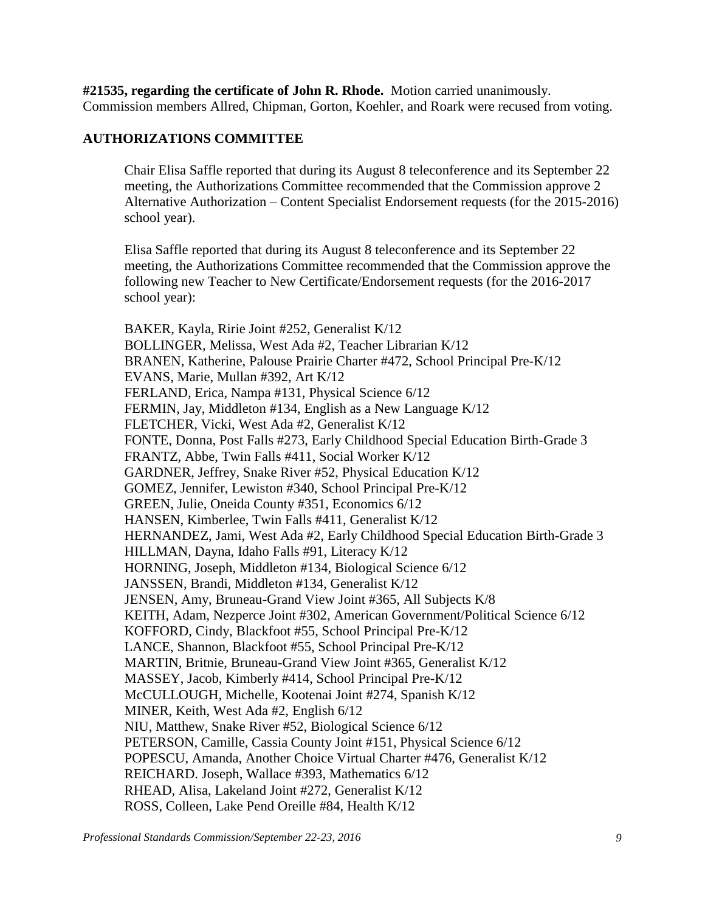**#21535, regarding the certificate of John R. Rhode.** Motion carried unanimously. Commission members Allred, Chipman, Gorton, Koehler, and Roark were recused from voting.

**AUTHORIZATIONS COMMITTEE**

Chair Elisa Saffle reported that during its August 8 teleconference and its September 22 meeting, the Authorizations Committee recommended that the Commission approve 2 Alternative Authorization – Content Specialist Endorsement requests (for the 2015-2016) school year).

Elisa Saffle reported that during its August 8 teleconference and its September 22 meeting, the Authorizations Committee recommended that the Commission approve the following new Teacher to New Certificate/Endorsement requests (for the 2016-2017 school year):

BAKER, Kayla, Ririe Joint #252, Generalist K/12
BOLLINGER, Melissa, West Ada #2, Teacher Librarian K/12
BRANEN, Katherine, Palouse Prairie Charter #472, School Principal Pre-K/12
EVANS, Marie, Mullan #392, Art K/12
FERLAND, Erica, Nampa #131, Physical Science 6/12
FERMIN, Jay, Middleton #134, English as a New Language K/12
FLETCHER, Vicki, West Ada #2, Generalist K/12
FONTE, Donna, Post Falls #273, Early Childhood Special Education Birth-Grade 3
FRANTZ, Abbe, Twin Falls #411, Social Worker K/12
GARDNER, Jeffrey, Snake River #52, Physical Education K/12
GOMEZ, Jennifer, Lewiston #340, School Principal Pre-K/12
GREEN, Julie, Oneida County #351, Economics 6/12
HANSEN, Kimberlee, Twin Falls #411, Generalist K/12
HERNANDEZ, Jami, West Ada #2, Early Childhood Special Education Birth-Grade 3
HILLMAN, Dayna, Idaho Falls #91, Literacy K/12
HORNING, Joseph, Middleton #134, Biological Science 6/12
JANSSEN, Brandi, Middleton #134, Generalist K/12
JENSEN, Amy, Bruneau-Grand View Joint #365, All Subjects K/8
KEITH, Adam, Nezperce Joint #302, American Government/Political Science 6/12
KOFFORD, Cindy, Blackfoot #55, School Principal Pre-K/12
LANCE, Shannon, Blackfoot #55, School Principal Pre-K/12
MARTIN, Britnie, Bruneau-Grand View Joint #365, Generalist K/12
MASSEY, Jacob, Kimberly #414, School Principal Pre-K/12
McCULLOUGH, Michelle, Kootenai Joint #274, Spanish K/12
MINER, Keith, West Ada #2, English 6/12
NIU, Matthew, Snake River #52, Biological Science 6/12
PETERSON, Camille, Cassia County Joint #151, Physical Science 6/12
POPESCU, Amanda, Another Choice Virtual Charter #476, Generalist K/12
REICHARD. Joseph, Wallace #393, Mathematics 6/12
RHEAD, Alisa, Lakeland Joint #272, Generalist K/12
ROSS, Colleen, Lake Pend Oreille #84, Health K/12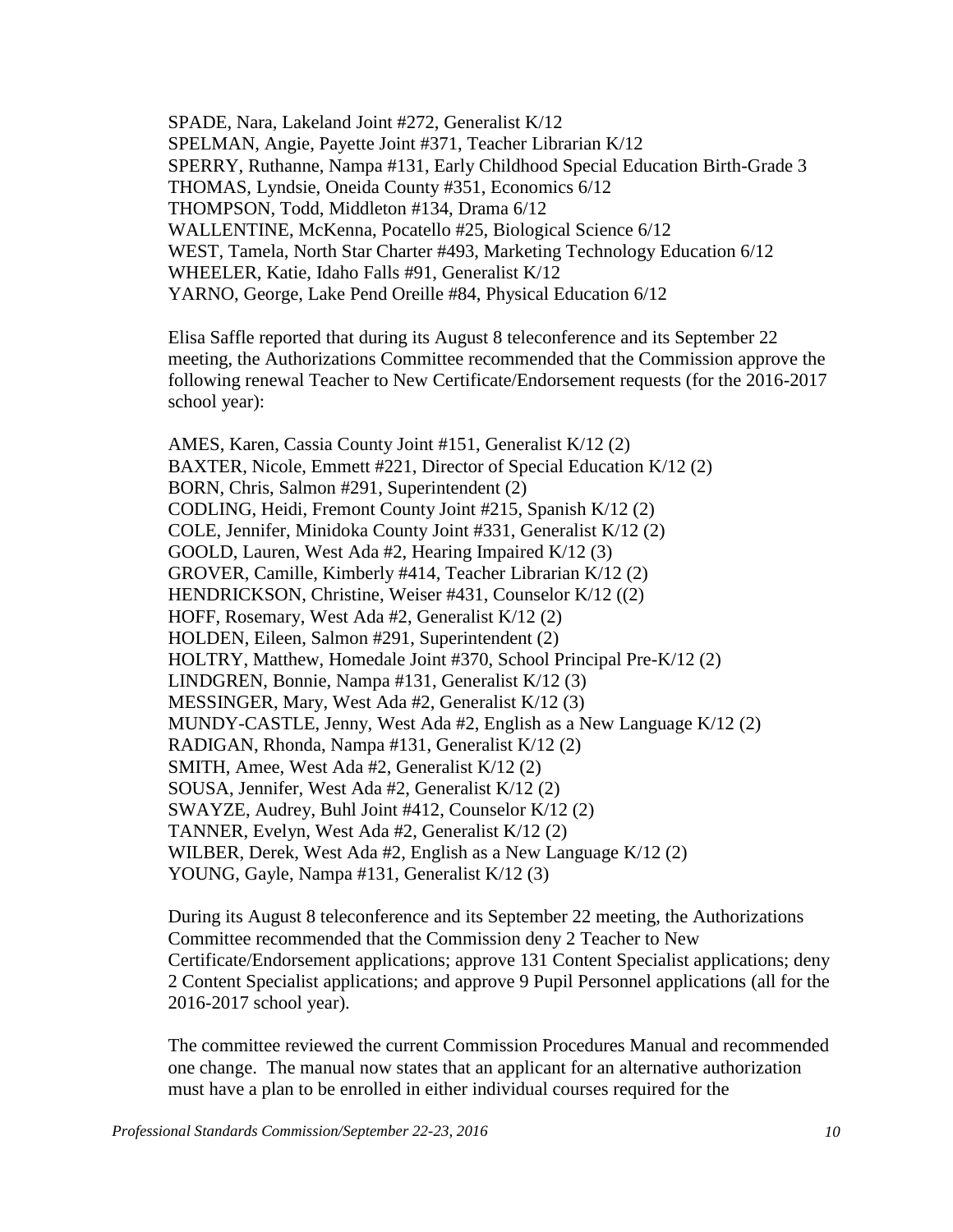SPADE, Nara, Lakeland Joint #272, Generalist K/12
SPELMAN, Angie, Payette Joint #371, Teacher Librarian K/12
SPERRY, Ruthanne, Nampa #131, Early Childhood Special Education Birth-Grade 3
THOMAS, Lyndsie, Oneida County #351, Economics 6/12
THOMPSON, Todd, Middleton #134, Drama 6/12
WALLENTINE, McKenna, Pocatello #25, Biological Science 6/12
WEST, Tamela, North Star Charter #493, Marketing Technology Education 6/12
WHEELER, Katie, Idaho Falls #91, Generalist K/12
YARNO, George, Lake Pend Oreille #84, Physical Education 6/12

Elisa Saffle reported that during its August 8 teleconference and its September 22 meeting, the Authorizations Committee recommended that the Commission approve the following renewal Teacher to New Certificate/Endorsement requests (for the 2016-2017 school year):

AMES, Karen, Cassia County Joint #151, Generalist K/12 (2)
BAXTER, Nicole, Emmett #221, Director of Special Education K/12 (2)
BORN, Chris, Salmon #291, Superintendent (2)
CODLING, Heidi, Fremont County Joint #215, Spanish K/12 (2)
COLE, Jennifer, Minidoka County Joint #331, Generalist K/12 (2)
GOOLD, Lauren, West Ada #2, Hearing Impaired K/12 (3)
GROVER, Camille, Kimberly #414, Teacher Librarian K/12 (2)
HENDRICKSON, Christine, Weiser #431, Counselor K/12 ((2)
HOFF, Rosemary, West Ada #2, Generalist K/12 (2)
HOLDEN, Eileen, Salmon #291, Superintendent (2)
HOLTRY, Matthew, Homedale Joint #370, School Principal Pre-K/12 (2)
LINDGREN, Bonnie, Nampa #131, Generalist K/12 (3)
MESSINGER, Mary, West Ada #2, Generalist K/12 (3)
MUNDY-CASTLE, Jenny, West Ada #2, English as a New Language K/12 (2)
RADIGAN, Rhonda, Nampa #131, Generalist K/12 (2)
SMITH, Amee, West Ada #2, Generalist K/12 (2)
SOUSA, Jennifer, West Ada #2, Generalist K/12 (2)
SWAYZE, Audrey, Buhl Joint #412, Counselor K/12 (2)
TANNER, Evelyn, West Ada #2, Generalist K/12 (2)
WILBER, Derek, West Ada #2, English as a New Language K/12 (2)
YOUNG, Gayle, Nampa #131, Generalist K/12 (3)

During its August 8 teleconference and its September 22 meeting, the Authorizations Committee recommended that the Commission deny 2 Teacher to New Certificate/Endorsement applications; approve 131 Content Specialist applications; deny 2 Content Specialist applications; and approve 9 Pupil Personnel applications (all for the 2016-2017 school year).

The committee reviewed the current Commission Procedures Manual and recommended one change. The manual now states that an applicant for an alternative authorization must have a plan to be enrolled in either individual courses required for the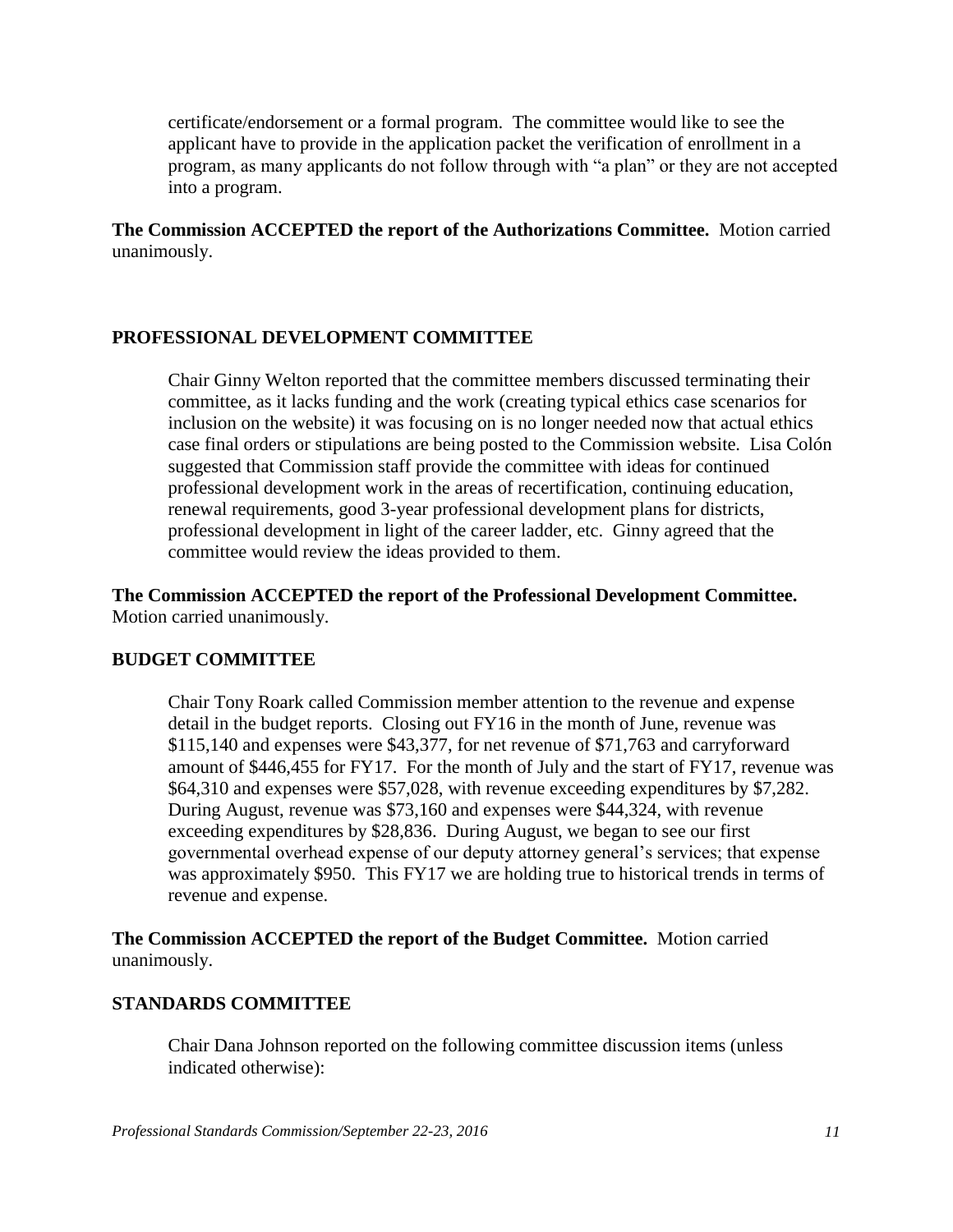certificate/endorsement or a formal program. The committee would like to see the applicant have to provide in the application packet the verification of enrollment in a program, as many applicants do not follow through with "a plan" or they are not accepted into a program.

**The Commission ACCEPTED the report of the Authorizations Committee.** Motion carried unanimously.

## PROFESSIONAL DEVELOPMENT COMMITTEE

Chair Ginny Welton reported that the committee members discussed terminating their committee, as it lacks funding and the work (creating typical ethics case scenarios for inclusion on the website) it was focusing on is no longer needed now that actual ethics case final orders or stipulations are being posted to the Commission website. Lisa Colón suggested that Commission staff provide the committee with ideas for continued professional development work in the areas of recertification, continuing education, renewal requirements, good 3-year professional development plans for districts, professional development in light of the career ladder, etc. Ginny agreed that the committee would review the ideas provided to them.

**The Commission ACCEPTED the report of the Professional Development Committee.** Motion carried unanimously.

## BUDGET COMMITTEE

Chair Tony Roark called Commission member attention to the revenue and expense detail in the budget reports. Closing out FY16 in the month of June, revenue was $115,140 and expenses were $43,377, for net revenue of $71,763 and carryforward amount of $446,455 for FY17. For the month of July and the start of FY17, revenue was $64,310 and expenses were $57,028, with revenue exceeding expenditures by $7,282. During August, revenue was $73,160 and expenses were $44,324, with revenue exceeding expenditures by $28,836. During August, we began to see our first governmental overhead expense of our deputy attorney general's services; that expense was approximately $950. This FY17 we are holding true to historical trends in terms of revenue and expense.

**The Commission ACCEPTED the report of the Budget Committee.** Motion carried unanimously.

## STANDARDS COMMITTEE

Chair Dana Johnson reported on the following committee discussion items (unless indicated otherwise):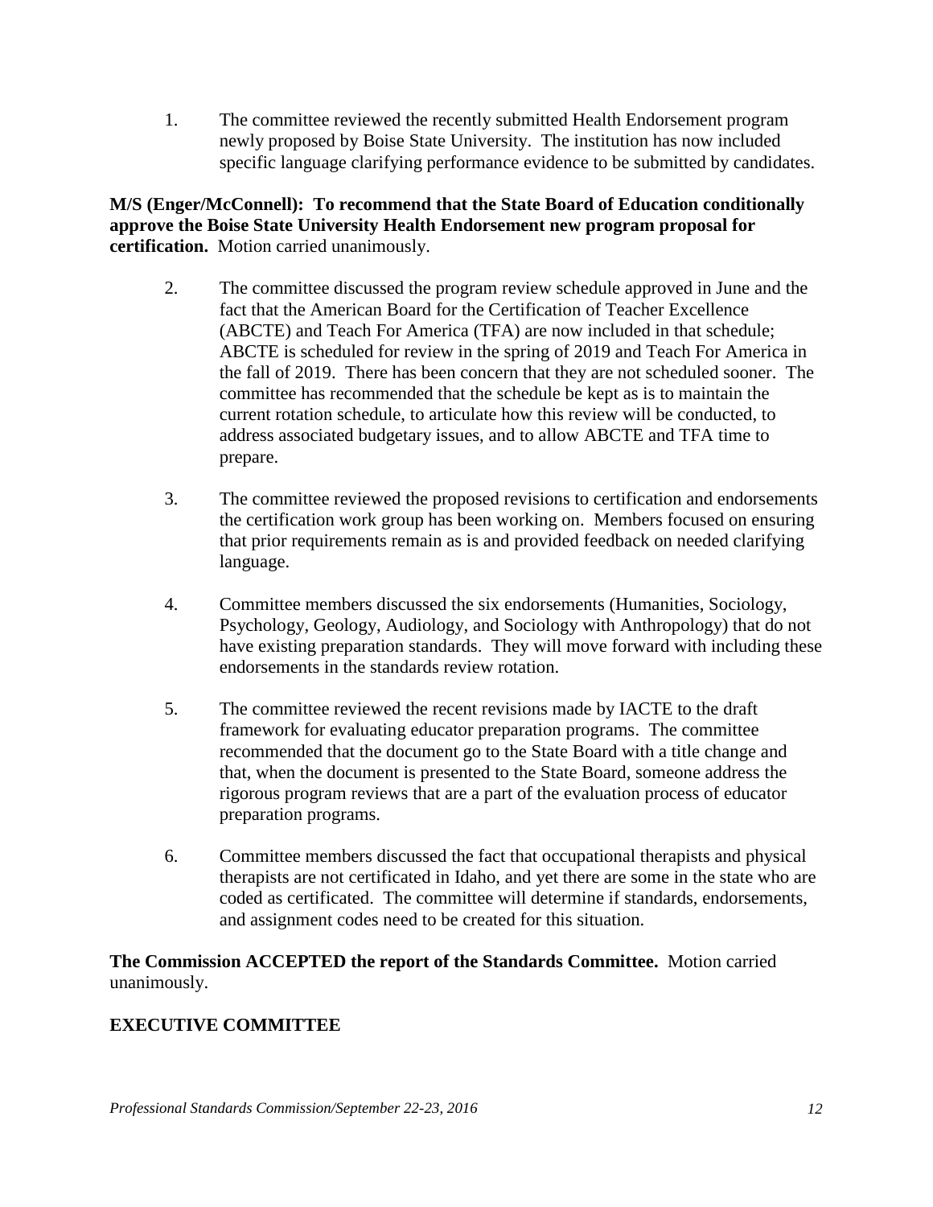1. The committee reviewed the recently submitted Health Endorsement program newly proposed by Boise State University. The institution has now included specific language clarifying performance evidence to be submitted by candidates.

**M/S (Enger/McConnell): To recommend that the State Board of Education conditionally approve the Boise State University Health Endorsement new program proposal for certification.** Motion carried unanimously.

2. The committee discussed the program review schedule approved in June and the fact that the American Board for the Certification of Teacher Excellence (ABCTE) and Teach For America (TFA) are now included in that schedule; ABCTE is scheduled for review in the spring of 2019 and Teach For America in the fall of 2019. There has been concern that they are not scheduled sooner. The committee has recommended that the schedule be kept as is to maintain the current rotation schedule, to articulate how this review will be conducted, to address associated budgetary issues, and to allow ABCTE and TFA time to prepare.

3. The committee reviewed the proposed revisions to certification and endorsements the certification work group has been working on. Members focused on ensuring that prior requirements remain as is and provided feedback on needed clarifying language.

4. Committee members discussed the six endorsements (Humanities, Sociology, Psychology, Geology, Audiology, and Sociology with Anthropology) that do not have existing preparation standards. They will move forward with including these endorsements in the standards review rotation.

5. The committee reviewed the recent revisions made by IACTE to the draft framework for evaluating educator preparation programs. The committee recommended that the document go to the State Board with a title change and that, when the document is presented to the State Board, someone address the rigorous program reviews that are a part of the evaluation process of educator preparation programs.

6. Committee members discussed the fact that occupational therapists and physical therapists are not certificated in Idaho, and yet there are some in the state who are coded as certificated. The committee will determine if standards, endorsements, and assignment codes need to be created for this situation.

**The Commission ACCEPTED the report of the Standards Committee.** Motion carried unanimously.

## EXECUTIVE COMMITTEE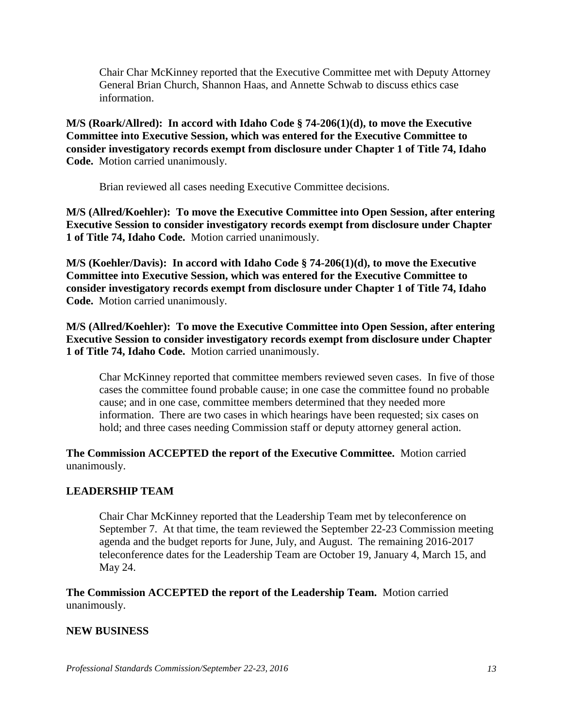Chair Char McKinney reported that the Executive Committee met with Deputy Attorney General Brian Church, Shannon Haas, and Annette Schwab to discuss ethics case information.

**M/S (Roark/Allred): In accord with Idaho Code § 74-206(1)(d), to move the Executive Committee into Executive Session, which was entered for the Executive Committee to consider investigatory records exempt from disclosure under Chapter 1 of Title 74, Idaho Code.** Motion carried unanimously.

Brian reviewed all cases needing Executive Committee decisions.

**M/S (Allred/Koehler): To move the Executive Committee into Open Session, after entering Executive Session to consider investigatory records exempt from disclosure under Chapter 1 of Title 74, Idaho Code.** Motion carried unanimously.

**M/S (Koehler/Davis): In accord with Idaho Code § 74-206(1)(d), to move the Executive Committee into Executive Session, which was entered for the Executive Committee to consider investigatory records exempt from disclosure under Chapter 1 of Title 74, Idaho Code.** Motion carried unanimously.

**M/S (Allred/Koehler): To move the Executive Committee into Open Session, after entering Executive Session to consider investigatory records exempt from disclosure under Chapter 1 of Title 74, Idaho Code.** Motion carried unanimously.

Char McKinney reported that committee members reviewed seven cases. In five of those cases the committee found probable cause; in one case the committee found no probable cause; and in one case, committee members determined that they needed more information. There are two cases in which hearings have been requested; six cases on hold; and three cases needing Commission staff or deputy attorney general action.

**The Commission ACCEPTED the report of the Executive Committee.** Motion carried unanimously.

## LEADERSHIP TEAM

Chair Char McKinney reported that the Leadership Team met by teleconference on September 7. At that time, the team reviewed the September 22-23 Commission meeting agenda and the budget reports for June, July, and August. The remaining 2016-2017 teleconference dates for the Leadership Team are October 19, January 4, March 15, and May 24.

**The Commission ACCEPTED the report of the Leadership Team.** Motion carried unanimously.

## NEW BUSINESS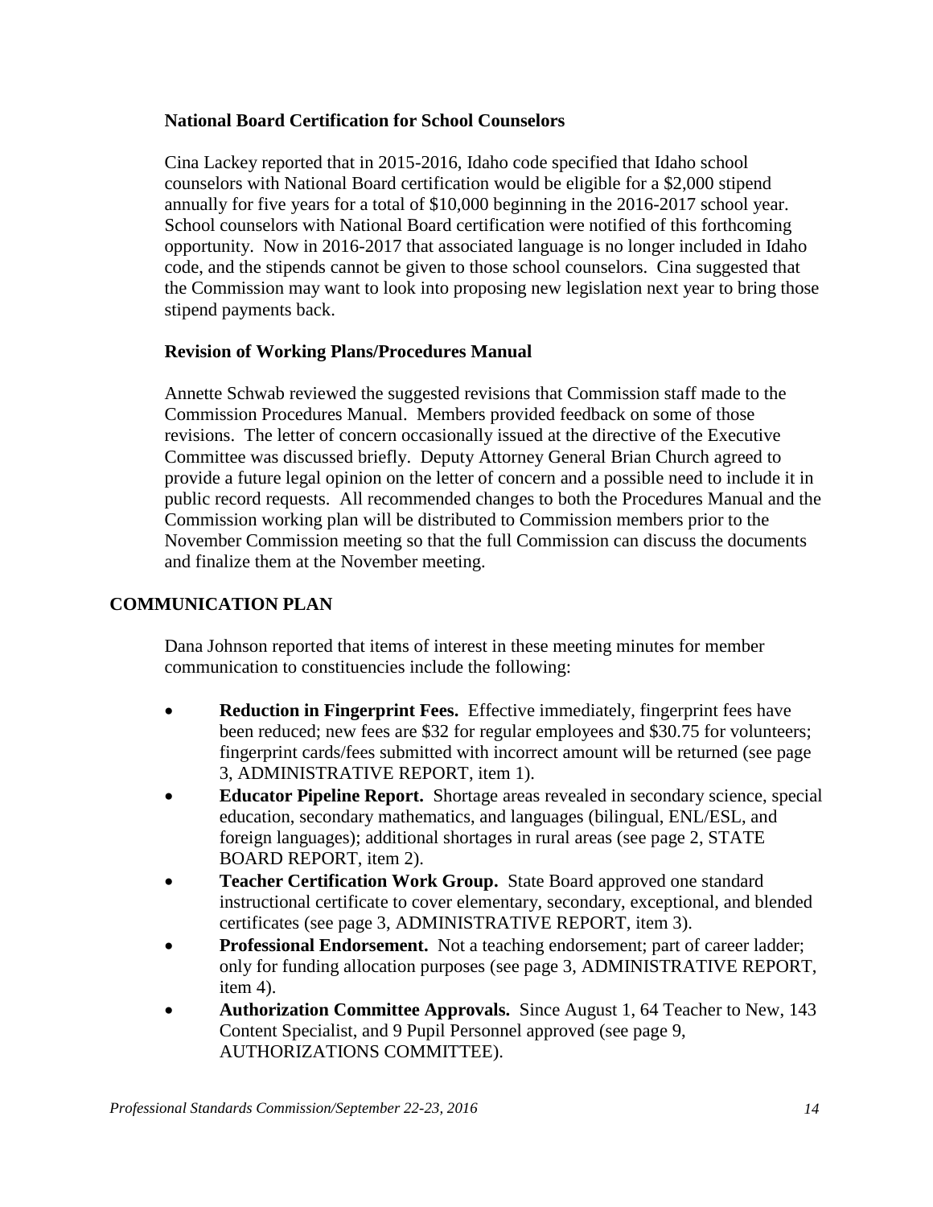### National Board Certification for School Counselors

Cina Lackey reported that in 2015-2016, Idaho code specified that Idaho school counselors with National Board certification would be eligible for a $2,000 stipend annually for five years for a total of $10,000 beginning in the 2016-2017 school year. School counselors with National Board certification were notified of this forthcoming opportunity. Now in 2016-2017 that associated language is no longer included in Idaho code, and the stipends cannot be given to those school counselors. Cina suggested that the Commission may want to look into proposing new legislation next year to bring those stipend payments back.

### Revision of Working Plans/Procedures Manual

Annette Schwab reviewed the suggested revisions that Commission staff made to the Commission Procedures Manual. Members provided feedback on some of those revisions. The letter of concern occasionally issued at the directive of the Executive Committee was discussed briefly. Deputy Attorney General Brian Church agreed to provide a future legal opinion on the letter of concern and a possible need to include it in public record requests. All recommended changes to both the Procedures Manual and the Commission working plan will be distributed to Commission members prior to the November Commission meeting so that the full Commission can discuss the documents and finalize them at the November meeting.

## COMMUNICATION PLAN

Dana Johnson reported that items of interest in these meeting minutes for member communication to constituencies include the following:

- **Reduction in Fingerprint Fees.** Effective immediately, fingerprint fees have been reduced; new fees are $32 for regular employees and $30.75 for volunteers; fingerprint cards/fees submitted with incorrect amount will be returned (see page 3, ADMINISTRATIVE REPORT, item 1).
- **Educator Pipeline Report.** Shortage areas revealed in secondary science, special education, secondary mathematics, and languages (bilingual, ENL/ESL, and foreign languages); additional shortages in rural areas (see page 2, STATE BOARD REPORT, item 2).
- **Teacher Certification Work Group.** State Board approved one standard instructional certificate to cover elementary, secondary, exceptional, and blended certificates (see page 3, ADMINISTRATIVE REPORT, item 3).
- **Professional Endorsement.** Not a teaching endorsement; part of career ladder; only for funding allocation purposes (see page 3, ADMINISTRATIVE REPORT, item 4).
- **Authorization Committee Approvals.** Since August 1, 64 Teacher to New, 143 Content Specialist, and 9 Pupil Personnel approved (see page 9, AUTHORIZATIONS COMMITTEE).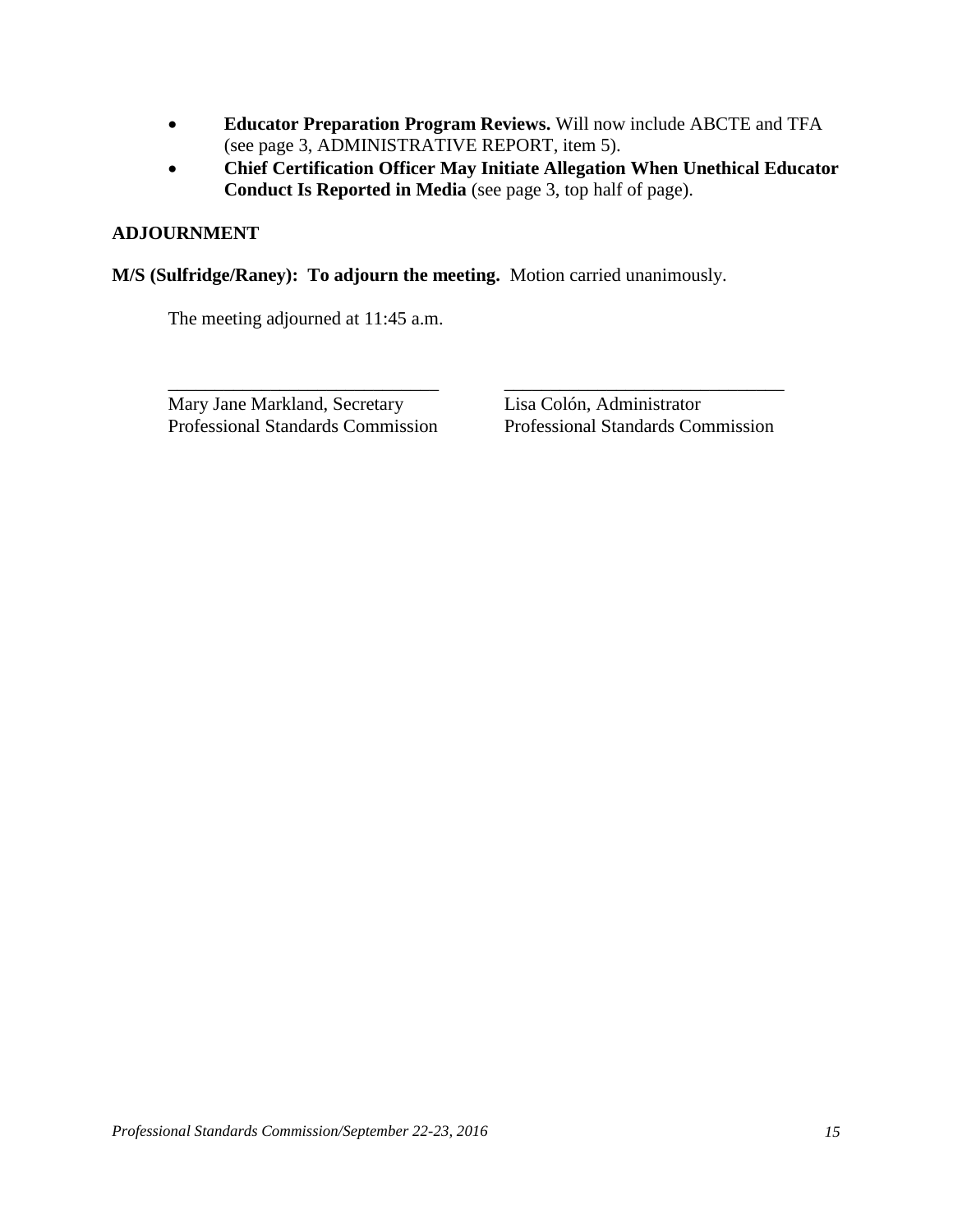- **Educator Preparation Program Reviews.** Will now include ABCTE and TFA (see page 3, ADMINISTRATIVE REPORT, item 5).
- **Chief Certification Officer May Initiate Allegation When Unethical Educator Conduct Is Reported in Media** (see page 3, top half of page).

**ADJOURNMENT**

**M/S (Sulfridge/Raney): To adjourn the meeting.** Motion carried unanimously.

The meeting adjourned at 11:45 a.m.

| | |
|---|---|
| _____________________________ | _____________________________ |
| Mary Jane Markland, Secretary | Lisa Colón, Administrator |
| Professional Standards Commission | Professional Standards Commission |